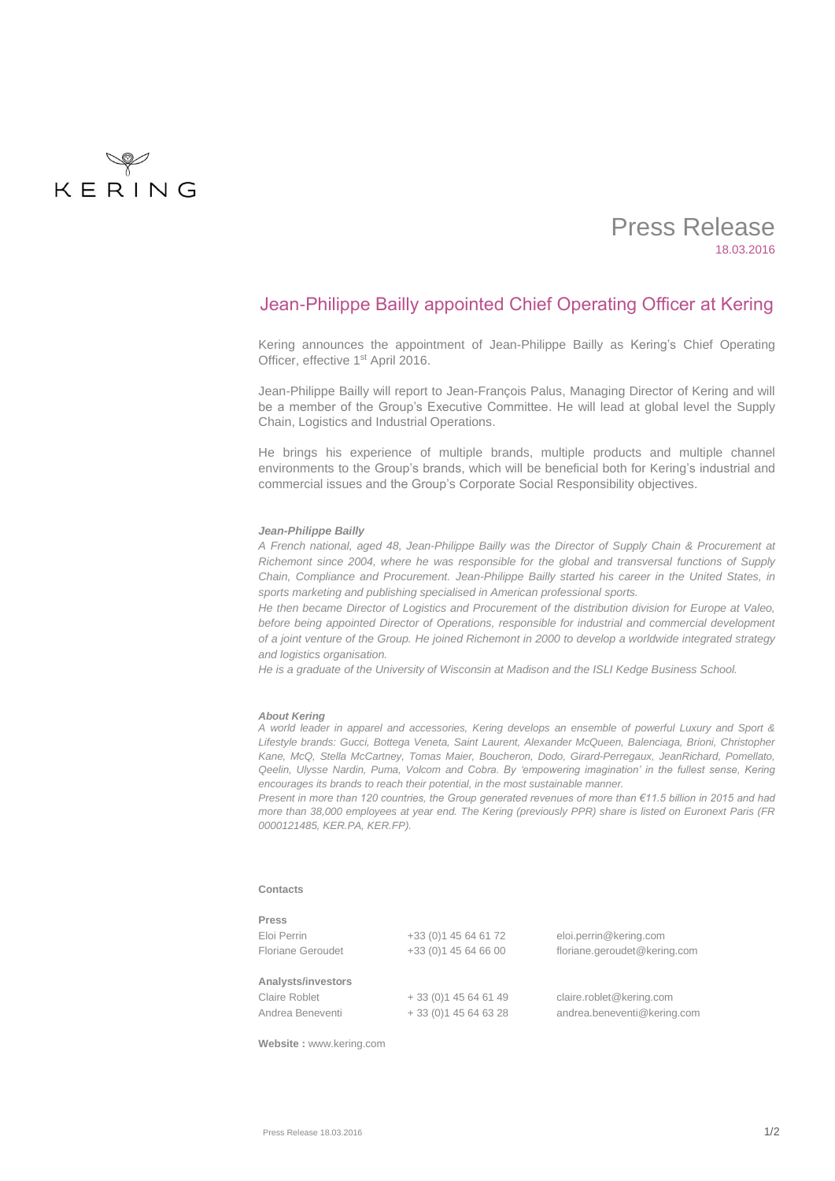KERING

# Press Release

18.03.2016

## Jean-Philippe Bailly appointed Chief Operating Officer at Kering

Kering announces the appointment of Jean-Philippe Bailly as Kering's Chief Operating Officer, effective 1st April 2016.

Jean-Philippe Bailly will report to Jean-François Palus, Managing Director of Kering and will be a member of the Group's Executive Committee. He will lead at global level the Supply Chain, Logistics and Industrial Operations.

He brings his experience of multiple brands, multiple products and multiple channel environments to the Group's brands, which will be beneficial both for Kering's industrial and commercial issues and the Group's Corporate Social Responsibility objectives.

***Jean-Philippe Bailly***

*A French national, aged 48, Jean-Philippe Bailly was the Director of Supply Chain & Procurement at Richemont since 2004, where he was responsible for the global and transversal functions of Supply Chain, Compliance and Procurement. Jean-Philippe Bailly started his career in the United States, in sports marketing and publishing specialised in American professional sports.*

*He then became Director of Logistics and Procurement of the distribution division for Europe at Valeo, before being appointed Director of Operations, responsible for industrial and commercial development of a joint venture of the Group. He joined Richemont in 2000 to develop a worldwide integrated strategy and logistics organisation.*

*He is a graduate of the University of Wisconsin at Madison and the ISLI Kedge Business School.*

***About Kering***

*A world leader in apparel and accessories, Kering develops an ensemble of powerful Luxury and Sport & Lifestyle brands: Gucci, Bottega Veneta, Saint Laurent, Alexander McQueen, Balenciaga, Brioni, Christopher Kane, McQ, Stella McCartney, Tomas Maier, Boucheron, Dodo, Girard-Perregaux, JeanRichard, Pomellato, Qeelin, Ulysse Nardin, Puma, Volcom and Cobra. By 'empowering imagination' in the fullest sense, Kering encourages its brands to reach their potential, in the most sustainable manner.*

*Present in more than 120 countries, the Group generated revenues of more than €11.5 billion in 2015 and had more than 38,000 employees at year end. The Kering (previously PPR) share is listed on Euronext Paris (FR 0000121485, KER.PA, KER.FP).*

**Contacts**

| **Press** | | |
|---|---|---|
| Eloi Perrin | +33 (0)1 45 64 61 72 | eloi.perrin@kering.com |
| Floriane Geroudet | +33 (0)1 45 64 66 00 | floriane.geroudet@kering.com |
| **Analysts/investors** | | |
| Claire Roblet | + 33 (0)1 45 64 61 49 | claire.roblet@kering.com |
| Andrea Beneventi | + 33 (0)1 45 64 63 28 | andrea.beneventi@kering.com |

**Website :** www.kering.com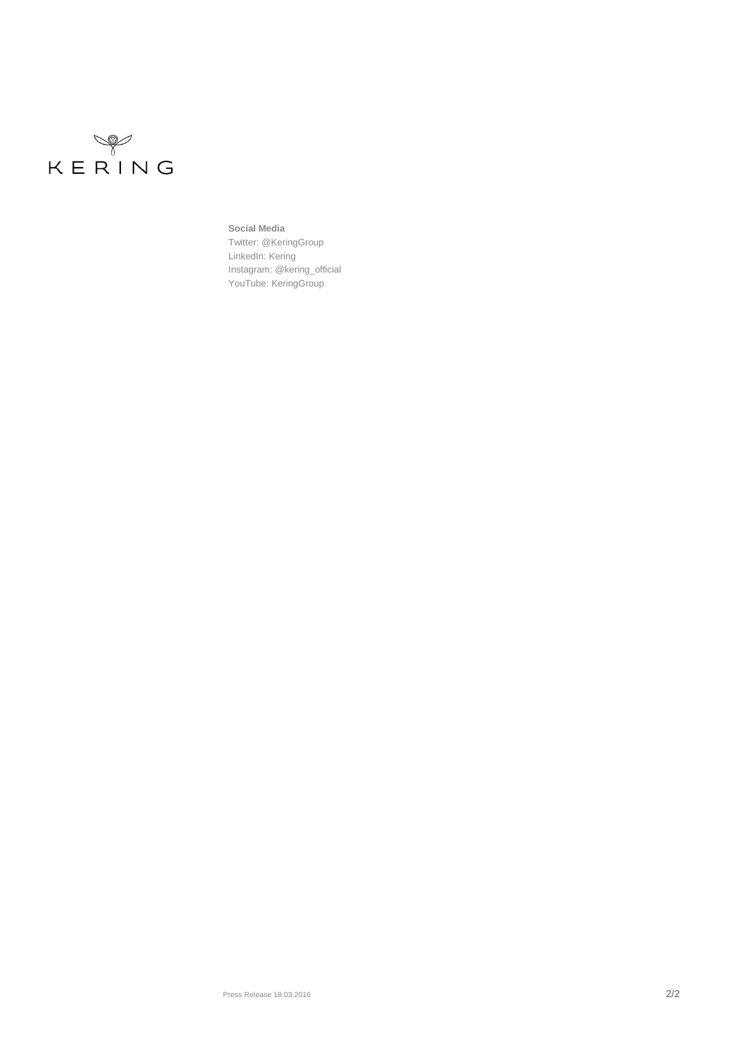**Social Media**
Twitter: @KeringGroup
LinkedIn: Kering
Instagram: @kering_official
YouTube: KeringGroup